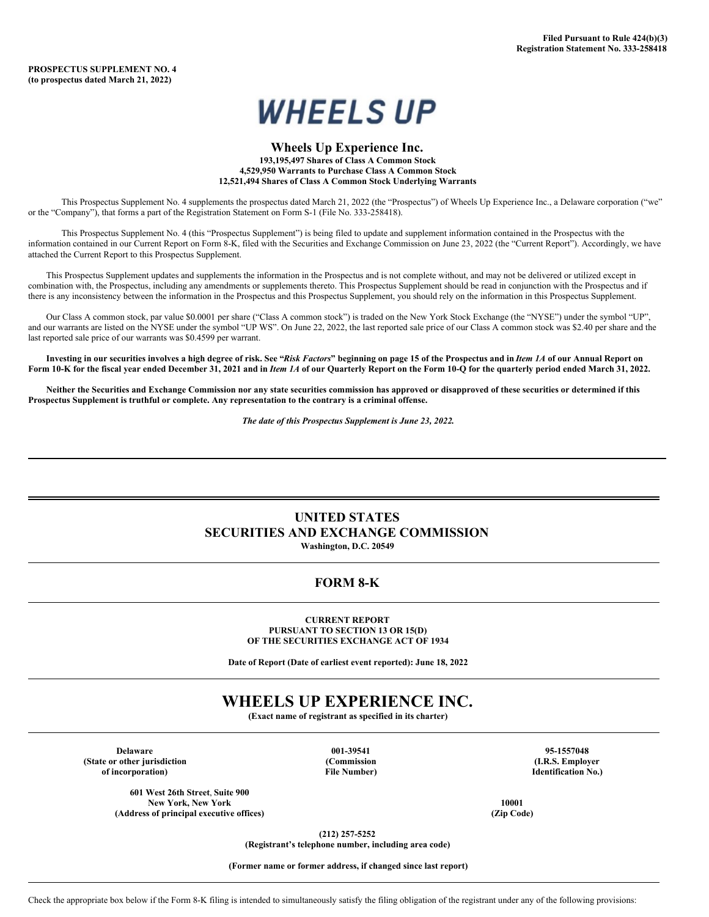Filed Pursuant to Rule 424(b)(3)
Registration Statement No. 333-258418

**PROSPECTUS SUPPLEMENT NO. 4**
**(to prospectus dated March 21, 2022)**

# WHEELS UP

## Wheels Up Experience Inc.

**193,195,497 Shares of Class A Common Stock**
**4,529,950 Warrants to Purchase Class A Common Stock**
**12,521,494 Shares of Class A Common Stock Underlying Warrants**

This Prospectus Supplement No. 4 supplements the prospectus dated March 21, 2022 (the "Prospectus") of Wheels Up Experience Inc., a Delaware corporation ("we" or the "Company"), that forms a part of the Registration Statement on Form S-1 (File No. 333-258418).

This Prospectus Supplement No. 4 (this "Prospectus Supplement") is being filed to update and supplement information contained in the Prospectus with the information contained in our Current Report on Form 8-K, filed with the Securities and Exchange Commission on June 23, 2022 (the "Current Report"). Accordingly, we have attached the Current Report to this Prospectus Supplement.

This Prospectus Supplement updates and supplements the information in the Prospectus and is not complete without, and may not be delivered or utilized except in combination with, the Prospectus, including any amendments or supplements thereto. This Prospectus Supplement should be read in conjunction with the Prospectus and if there is any inconsistency between the information in the Prospectus and this Prospectus Supplement, you should rely on the information in this Prospectus Supplement.

Our Class A common stock, par value $0.0001 per share ("Class A common stock") is traded on the New York Stock Exchange (the "NYSE") under the symbol "UP", and our warrants are listed on the NYSE under the symbol "UP WS". On June 22, 2022, the last reported sale price of our Class A common stock was $2.40 per share and the last reported sale price of our warrants was $0.4599 per warrant.

**Investing in our securities involves a high degree of risk. See "*Risk Factors*" beginning on page 15 of the Prospectus and in *Item 1A* of our Annual Report on Form 10-K for the fiscal year ended December 31, 2021 and in *Item 1A* of our Quarterly Report on the Form 10-Q for the quarterly period ended March 31, 2022.**

**Neither the Securities and Exchange Commission nor any state securities commission has approved or disapproved of these securities or determined if this Prospectus Supplement is truthful or complete. Any representation to the contrary is a criminal offense.**

***The date of this Prospectus Supplement is June 23, 2022.***

---

# UNITED STATES
# SECURITIES AND EXCHANGE COMMISSION

**Washington, D.C. 20549**

## FORM 8-K

**CURRENT REPORT**
**PURSUANT TO SECTION 13 OR 15(D)**
**OF THE SECURITIES EXCHANGE ACT OF 1934**

**Date of Report (Date of earliest event reported): June 18, 2022**

# WHEELS UP EXPERIENCE INC.

**(Exact name of registrant as specified in its charter)**

| Delaware | 001-39541 | 95-1557048 |
|---|---|---|
| (State or other jurisdiction of incorporation) | (Commission File Number) | (I.R.S. Employer Identification No.) |

| 601 West 26th Street, Suite 900 New York, New York | 10001 |
|---|---|
| (Address of principal executive offices) | (Zip Code) |

**(212) 257-5252**
**(Registrant's telephone number, including area code)**

**(Former name or former address, if changed since last report)**

Check the appropriate box below if the Form 8-K filing is intended to simultaneously satisfy the filing obligation of the registrant under any of the following provisions: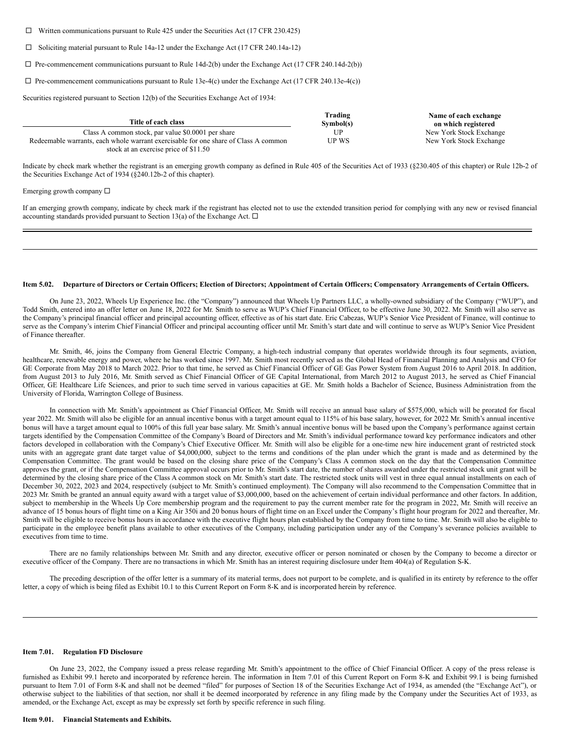☐ Written communications pursuant to Rule 425 under the Securities Act (17 CFR 230.425)

☐ Soliciting material pursuant to Rule 14a-12 under the Exchange Act (17 CFR 240.14a-12)

☐ Pre-commencement communications pursuant to Rule 14d-2(b) under the Exchange Act (17 CFR 240.14d-2(b))

☐ Pre-commencement communications pursuant to Rule 13e-4(c) under the Exchange Act (17 CFR 240.13e-4(c))

Securities registered pursuant to Section 12(b) of the Securities Exchange Act of 1934:

| Title of each class | Trading Symbol(s) | Name of each exchange on which registered |
|---|---|---|
| Class A common stock, par value $0.0001 per share | UP | New York Stock Exchange |
| Redeemable warrants, each whole warrant exercisable for one share of Class A common stock at an exercise price of $11.50 | UP WS | New York Stock Exchange |

Indicate by check mark whether the registrant is an emerging growth company as defined in Rule 405 of the Securities Act of 1933 (§230.405 of this chapter) or Rule 12b-2 of the Securities Exchange Act of 1934 (§240.12b-2 of this chapter).

Emerging growth company ☐

If an emerging growth company, indicate by check mark if the registrant has elected not to use the extended transition period for complying with any new or revised financial accounting standards provided pursuant to Section 13(a) of the Exchange Act. ☐

---

#### Item 5.02. Departure of Directors or Certain Officers; Election of Directors; Appointment of Certain Officers; Compensatory Arrangements of Certain Officers.

On June 23, 2022, Wheels Up Experience Inc. (the "Company") announced that Wheels Up Partners LLC, a wholly-owned subsidiary of the Company ("WUP"), and Todd Smith, entered into an offer letter on June 18, 2022 for Mr. Smith to serve as WUP's Chief Financial Officer, to be effective June 30, 2022. Mr. Smith will also serve as the Company's principal financial officer and principal accounting officer, effective as of his start date. Eric Cabezas, WUP's Senior Vice President of Finance, will continue to serve as the Company's interim Chief Financial Officer and principal accounting officer until Mr. Smith's start date and will continue to serve as WUP's Senior Vice President of Finance thereafter.

Mr. Smith, 46, joins the Company from General Electric Company, a high-tech industrial company that operates worldwide through its four segments, aviation, healthcare, renewable energy and power, where he has worked since 1997. Mr. Smith most recently served as the Global Head of Financial Planning and Analysis and CFO for GE Corporate from May 2018 to March 2022. Prior to that time, he served as Chief Financial Officer of GE Gas Power System from August 2016 to April 2018. In addition, from August 2013 to July 2016, Mr. Smith served as Chief Financial Officer of GE Capital International, from March 2012 to August 2013, he served as Chief Financial Officer, GE Healthcare Life Sciences, and prior to such time served in various capacities at GE. Mr. Smith holds a Bachelor of Science, Business Administration from the University of Florida, Warrington College of Business.

In connection with Mr. Smith's appointment as Chief Financial Officer, Mr. Smith will receive an annual base salary of $575,000, which will be prorated for fiscal year 2022. Mr. Smith will also be eligible for an annual incentive bonus with a target amount equal to 115% of his base salary, however, for 2022 Mr. Smith's annual incentive bonus will have a target amount equal to 100% of this full year base salary. Mr. Smith's annual incentive bonus will be based upon the Company's performance against certain targets identified by the Compensation Committee of the Company's Board of Directors and Mr. Smith's individual performance toward key performance indicators and other factors developed in collaboration with the Company's Chief Executive Officer. Mr. Smith will also be eligible for a one-time new hire inducement grant of restricted stock units with an aggregate grant date target value of $4,000,000, subject to the terms and conditions of the plan under which the grant is made and as determined by the Compensation Committee. The grant would be based on the closing share price of the Company's Class A common stock on the day that the Compensation Committee approves the grant, or if the Compensation Committee approval occurs prior to Mr. Smith's start date, the number of shares awarded under the restricted stock unit grant will be determined by the closing share price of the Class A common stock on Mr. Smith's start date. The restricted stock units will vest in three equal annual installments on each of December 30, 2022, 2023 and 2024, respectively (subject to Mr. Smith's continued employment). The Company will also recommend to the Compensation Committee that in 2023 Mr. Smith be granted an annual equity award with a target value of $3,000,000, based on the achievement of certain individual performance and other factors. In addition, subject to membership in the Wheels Up Core membership program and the requirement to pay the current member rate for the program in 2022, Mr. Smith will receive an advance of 15 bonus hours of flight time on a King Air 350i and 20 bonus hours of flight time on an Excel under the Company's flight hour program for 2022 and thereafter, Mr. Smith will be eligible to receive bonus hours in accordance with the executive flight hours plan established by the Company from time to time. Mr. Smith will also be eligible to participate in the employee benefit plans available to other executives of the Company, including participation under any of the Company's severance policies available to executives from time to time.

There are no family relationships between Mr. Smith and any director, executive officer or person nominated or chosen by the Company to become a director or executive officer of the Company. There are no transactions in which Mr. Smith has an interest requiring disclosure under Item 404(a) of Regulation S-K.

The preceding description of the offer letter is a summary of its material terms, does not purport to be complete, and is qualified in its entirety by reference to the offer letter, a copy of which is being filed as Exhibit 10.1 to this Current Report on Form 8-K and is incorporated herein by reference.

---

#### Item 7.01. Regulation FD Disclosure

On June 23, 2022, the Company issued a press release regarding Mr. Smith's appointment to the office of Chief Financial Officer. A copy of the press release is furnished as Exhibit 99.1 hereto and incorporated by reference herein. The information in Item 7.01 of this Current Report on Form 8-K and Exhibit 99.1 is being furnished pursuant to Item 7.01 of Form 8-K and shall not be deemed "filed" for purposes of Section 18 of the Securities Exchange Act of 1934, as amended (the "Exchange Act"), or otherwise subject to the liabilities of that section, nor shall it be deemed incorporated by reference in any filing made by the Company under the Securities Act of 1933, as amended, or the Exchange Act, except as may be expressly set forth by specific reference in such filing.

#### Item 9.01. Financial Statements and Exhibits.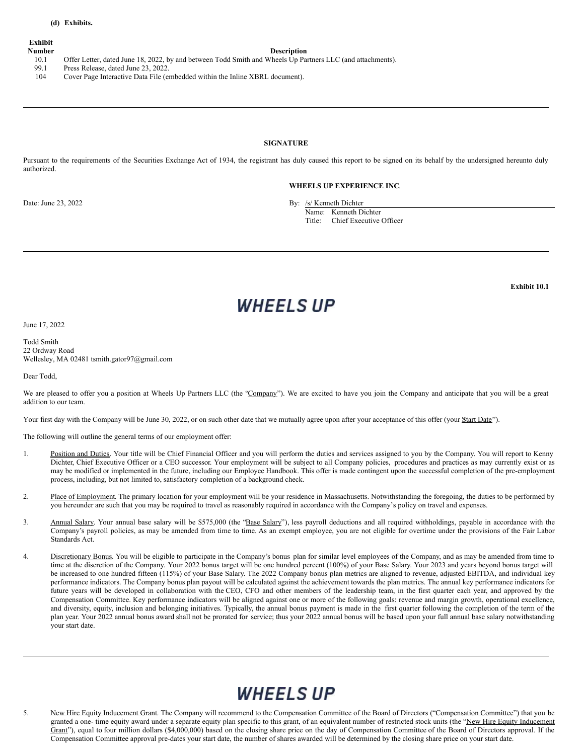**(d) Exhibits.**

| Exhibit Number | Description |
| --- | --- |
| 10.1 | Offer Letter, dated June 18, 2022, by and between Todd Smith and Wheels Up Partners LLC (and attachments). |
| 99.1 | Press Release, dated June 23, 2022. |
| 104 | Cover Page Interactive Data File (embedded within the Inline XBRL document). |

---

**SIGNATURE**

Pursuant to the requirements of the Securities Exchange Act of 1934, the registrant has duly caused this report to be signed on its behalf by the undersigned hereunto duly authorized.

**WHEELS UP EXPERIENCE INC.**

Date: June 23, 2022

By: /s/ Kenneth Dichter
Name: Kenneth Dichter
Title: Chief Executive Officer

---

**Exhibit 10.1**

WHEELS UP

June 17, 2022

Todd Smith
22 Ordway Road
Wellesley, MA 02481 tsmith.gator97@gmail.com

Dear Todd,

We are pleased to offer you a position at Wheels Up Partners LLC (the "Company"). We are excited to have you join the Company and anticipate that you will be a great addition to our team.

Your first day with the Company will be June 30, 2022, or on such other date that we mutually agree upon after your acceptance of this offer (your "Start Date").

The following will outline the general terms of our employment offer:

1. Position and Duties. Your title will be Chief Financial Officer and you will perform the duties and services assigned to you by the Company. You will report to Kenny Dichter, Chief Executive Officer or a CEO successor. Your employment will be subject to all Company policies, procedures and practices as may currently exist or as may be modified or implemented in the future, including our Employee Handbook. This offer is made contingent upon the successful completion of the pre-employment process, including, but not limited to, satisfactory completion of a background check.

2. Place of Employment. The primary location for your employment will be your residence in Massachusetts. Notwithstanding the foregoing, the duties to be performed by you hereunder are such that you may be required to travel as reasonably required in accordance with the Company's policy on travel and expenses.

3. Annual Salary. Your annual base salary will be $575,000 (the "Base Salary"), less payroll deductions and all required withholdings, payable in accordance with the Company's payroll policies, as may be amended from time to time. As an exempt employee, you are not eligible for overtime under the provisions of the Fair Labor Standards Act.

4. Discretionary Bonus. You will be eligible to participate in the Company's bonus plan for similar level employees of the Company, and as may be amended from time to time at the discretion of the Company. Your 2022 bonus target will be one hundred percent (100%) of your Base Salary. Your 2023 and years beyond bonus target will be increased to one hundred fifteen (115%) of your Base Salary. The 2022 Company bonus plan metrics are aligned to revenue, adjusted EBITDA, and individual key performance indicators. The Company bonus plan payout will be calculated against the achievement towards the plan metrics. The annual key performance indicators for future years will be developed in collaboration with the CEO, CFO and other members of the leadership team, in the first quarter each year, and approved by the Compensation Committee. Key performance indicators will be aligned against one or more of the following goals: revenue and margin growth, operational excellence, and diversity, equity, inclusion and belonging initiatives. Typically, the annual bonus payment is made in the first quarter following the completion of the term of the plan year. Your 2022 annual bonus award shall not be prorated for service; thus your 2022 annual bonus will be based upon your full annual base salary notwithstanding your start date.

---

WHEELS UP

5. New Hire Equity Inducement Grant. The Company will recommend to the Compensation Committee of the Board of Directors ("Compensation Committee") that you be granted a one- time equity award under a separate equity plan specific to this grant, of an equivalent number of restricted stock units (the "New Hire Equity Inducement Grant"), equal to four million dollars ($4,000,000) based on the closing share price on the day of Compensation Committee of the Board of Directors approval. If the Compensation Committee approval pre-dates your start date, the number of shares awarded will be determined by the closing share price on your start date.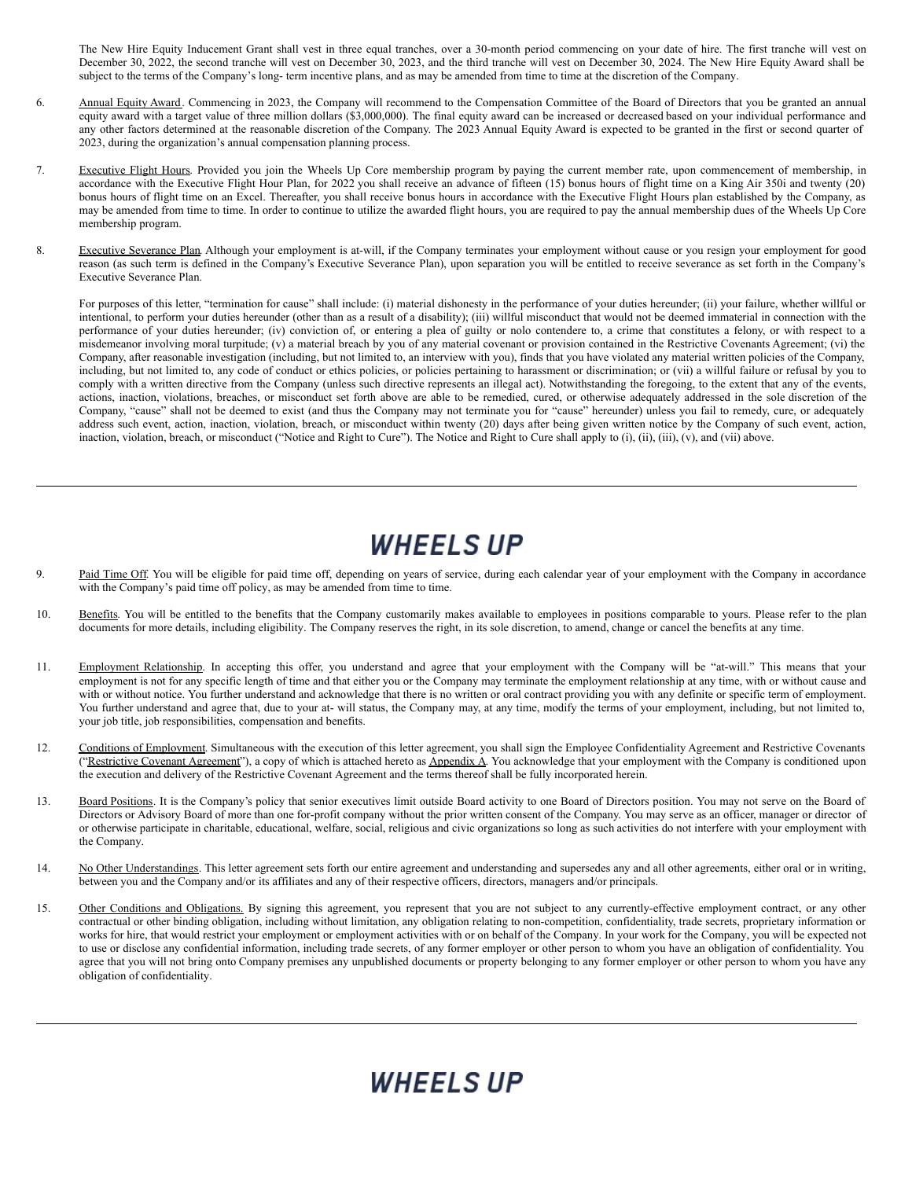The New Hire Equity Inducement Grant shall vest in three equal tranches, over a 30-month period commencing on your date of hire. The first tranche will vest on December 30, 2022, the second tranche will vest on December 30, 2023, and the third tranche will vest on December 30, 2024. The New Hire Equity Award shall be subject to the terms of the Company's long- term incentive plans, and as may be amended from time to time at the discretion of the Company.

6. Annual Equity Award. Commencing in 2023, the Company will recommend to the Compensation Committee of the Board of Directors that you be granted an annual equity award with a target value of three million dollars ($3,000,000). The final equity award can be increased or decreased based on your individual performance and any other factors determined at the reasonable discretion of the Company. The 2023 Annual Equity Award is expected to be granted in the first or second quarter of 2023, during the organization's annual compensation planning process.

7. Executive Flight Hours. Provided you join the Wheels Up Core membership program by paying the current member rate, upon commencement of membership, in accordance with the Executive Flight Hour Plan, for 2022 you shall receive an advance of fifteen (15) bonus hours of flight time on a King Air 350i and twenty (20) bonus hours of flight time on an Excel. Thereafter, you shall receive bonus hours in accordance with the Executive Flight Hours plan established by the Company, as may be amended from time to time. In order to continue to utilize the awarded flight hours, you are required to pay the annual membership dues of the Wheels Up Core membership program.

8. Executive Severance Plan. Although your employment is at-will, if the Company terminates your employment without cause or you resign your employment for good reason (as such term is defined in the Company's Executive Severance Plan), upon separation you will be entitled to receive severance as set forth in the Company's Executive Severance Plan.

   For purposes of this letter, "termination for cause" shall include: (i) material dishonesty in the performance of your duties hereunder; (ii) your failure, whether willful or intentional, to perform your duties hereunder (other than as a result of a disability); (iii) willful misconduct that would not be deemed immaterial in connection with the performance of your duties hereunder; (iv) conviction of, or entering a plea of guilty or nolo contendere to, a crime that constitutes a felony, or with respect to a misdemeanor involving moral turpitude; (v) a material breach by you of any material covenant or provision contained in the Restrictive Covenants Agreement; (vi) the Company, after reasonable investigation (including, but not limited to, an interview with you), finds that you have violated any material written policies of the Company, including, but not limited to, any code of conduct or ethics policies, or policies pertaining to harassment or discrimination; or (vii) a willful failure or refusal by you to comply with a written directive from the Company (unless such directive represents an illegal act). Notwithstanding the foregoing, to the extent that any of the events, actions, inaction, violations, breaches, or misconduct set forth above are able to be remedied, cured, or otherwise adequately addressed in the sole discretion of the Company, "cause" shall not be deemed to exist (and thus the Company may not terminate you for "cause" hereunder) unless you fail to remedy, cure, or adequately address such event, action, inaction, violation, breach, or misconduct within twenty (20) days after being given written notice by the Company of such event, action, inaction, violation, breach, or misconduct ("Notice and Right to Cure"). The Notice and Right to Cure shall apply to (i), (ii), (iii), (v), and (vii) above.

9. Paid Time Off. You will be eligible for paid time off, depending on years of service, during each calendar year of your employment with the Company in accordance with the Company's paid time off policy, as may be amended from time to time.

10. Benefits. You will be entitled to the benefits that the Company customarily makes available to employees in positions comparable to yours. Please refer to the plan documents for more details, including eligibility. The Company reserves the right, in its sole discretion, to amend, change or cancel the benefits at any time.

11. Employment Relationship. In accepting this offer, you understand and agree that your employment with the Company will be "at-will." This means that your employment is not for any specific length of time and that either you or the Company may terminate the employment relationship at any time, with or without cause and with or without notice. You further understand and acknowledge that there is no written or oral contract providing you with any definite or specific term of employment. You further understand and agree that, due to your at- will status, the Company may, at any time, modify the terms of your employment, including, but not limited to, your job title, job responsibilities, compensation and benefits.

12. Conditions of Employment. Simultaneous with the execution of this letter agreement, you shall sign the Employee Confidentiality Agreement and Restrictive Covenants ("Restrictive Covenant Agreement"), a copy of which is attached hereto as Appendix A. You acknowledge that your employment with the Company is conditioned upon the execution and delivery of the Restrictive Covenant Agreement and the terms thereof shall be fully incorporated herein.

13. Board Positions. It is the Company's policy that senior executives limit outside Board activity to one Board of Directors position. You may not serve on the Board of Directors or Advisory Board of more than one for-profit company without the prior written consent of the Company. You may serve as an officer, manager or director of or otherwise participate in charitable, educational, welfare, social, religious and civic organizations so long as such activities do not interfere with your employment with the Company.

14. No Other Understandings. This letter agreement sets forth our entire agreement and understanding and supersedes any and all other agreements, either oral or in writing, between you and the Company and/or its affiliates and any of their respective officers, directors, managers and/or principals.

15. Other Conditions and Obligations. By signing this agreement, you represent that you are not subject to any currently-effective employment contract, or any other contractual or other binding obligation, including without limitation, any obligation relating to non-competition, confidentiality, trade secrets, proprietary information or works for hire, that would restrict your employment or employment activities with or on behalf of the Company. In your work for the Company, you will be expected not to use or disclose any confidential information, including trade secrets, of any former employer or other person to whom you have an obligation of confidentiality. You agree that you will not bring onto Company premises any unpublished documents or property belonging to any former employer or other person to whom you have any obligation of confidentiality.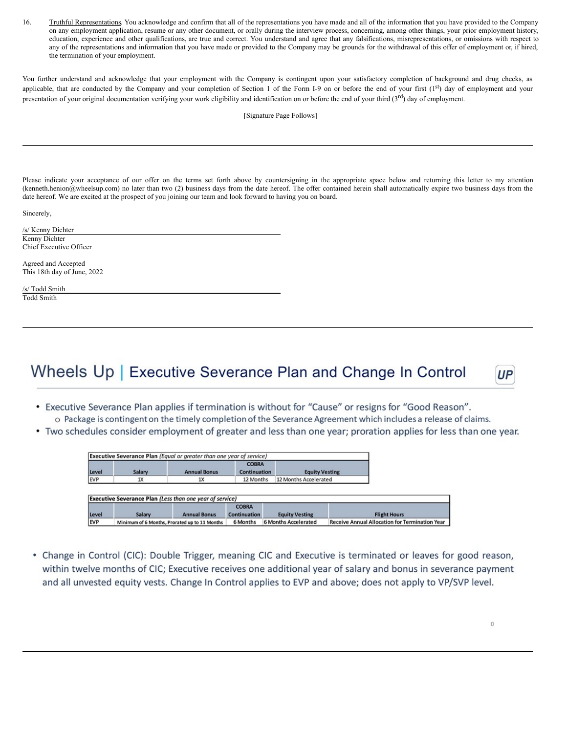16. Truthful Representations. You acknowledge and confirm that all of the representations you have made and all of the information that you have provided to the Company on any employment application, resume or any other document, or orally during the interview process, concerning, among other things, your prior employment history, education, experience and other qualifications, are true and correct. You understand and agree that any falsifications, misrepresentations, or omissions with respect to any of the representations and information that you have made or provided to the Company may be grounds for the withdrawal of this offer of employment or, if hired, the termination of your employment.

You further understand and acknowledge that your employment with the Company is contingent upon your satisfactory completion of background and drug checks, as applicable, that are conducted by the Company and your completion of Section 1 of the Form I-9 on or before the end of your first (1st) day of employment and your presentation of your original documentation verifying your work eligibility and identification on or before the end of your third (3rd) day of employment.

[Signature Page Follows]

---

Please indicate your acceptance of our offer on the terms set forth above by countersigning in the appropriate space below and returning this letter to my attention (kenneth.henion@wheelsup.com) no later than two (2) business days from the date hereof. The offer contained herein shall automatically expire two business days from the date hereof. We are excited at the prospect of you joining our team and look forward to having you on board.

Sincerely,

/s/ Kenny Dichter
Kenny Dichter
Chief Executive Officer

Agreed and Accepted
This 18th day of June, 2022

/s/ Todd Smith
Todd Smith

---

# Wheels Up | Executive Severance Plan and Change In Control

- Executive Severance Plan applies if termination is without for "Cause" or resigns for "Good Reason".
  - Package is contingent on the timely completion of the Severance Agreement which includes a release of claims.
- Two schedules consider employment of greater and less than one year; proration applies for less than one year.

| **Executive Severance Plan** *(Equal or greater than one year of service)* | | | | |
|---|---|---|---|---|
| Level | Salary | Annual Bonus | COBRA Continuation | Equity Vesting |
| EVP | 1X | 1X | 12 Months | 12 Months Accelerated |

| **Executive Severance Plan** *(Less than one year of service)* | | | | | |
|---|---|---|---|---|---|
| Level | Salary | Annual Bonus | COBRA Continuation | Equity Vesting | Flight Hours |
| EVP | Minimum of 6 Months, Prorated up to 11 Months | | 6 Months | 6 Months Accelerated | Receive Annual Allocation for Termination Year |

- Change in Control (CIC): Double Trigger, meaning CIC and Executive is terminated or leaves for good reason, within twelve months of CIC; Executive receives one additional year of salary and bonus in severance payment and all unvested equity vests. Change In Control applies to EVP and above; does not apply to VP/SVP level.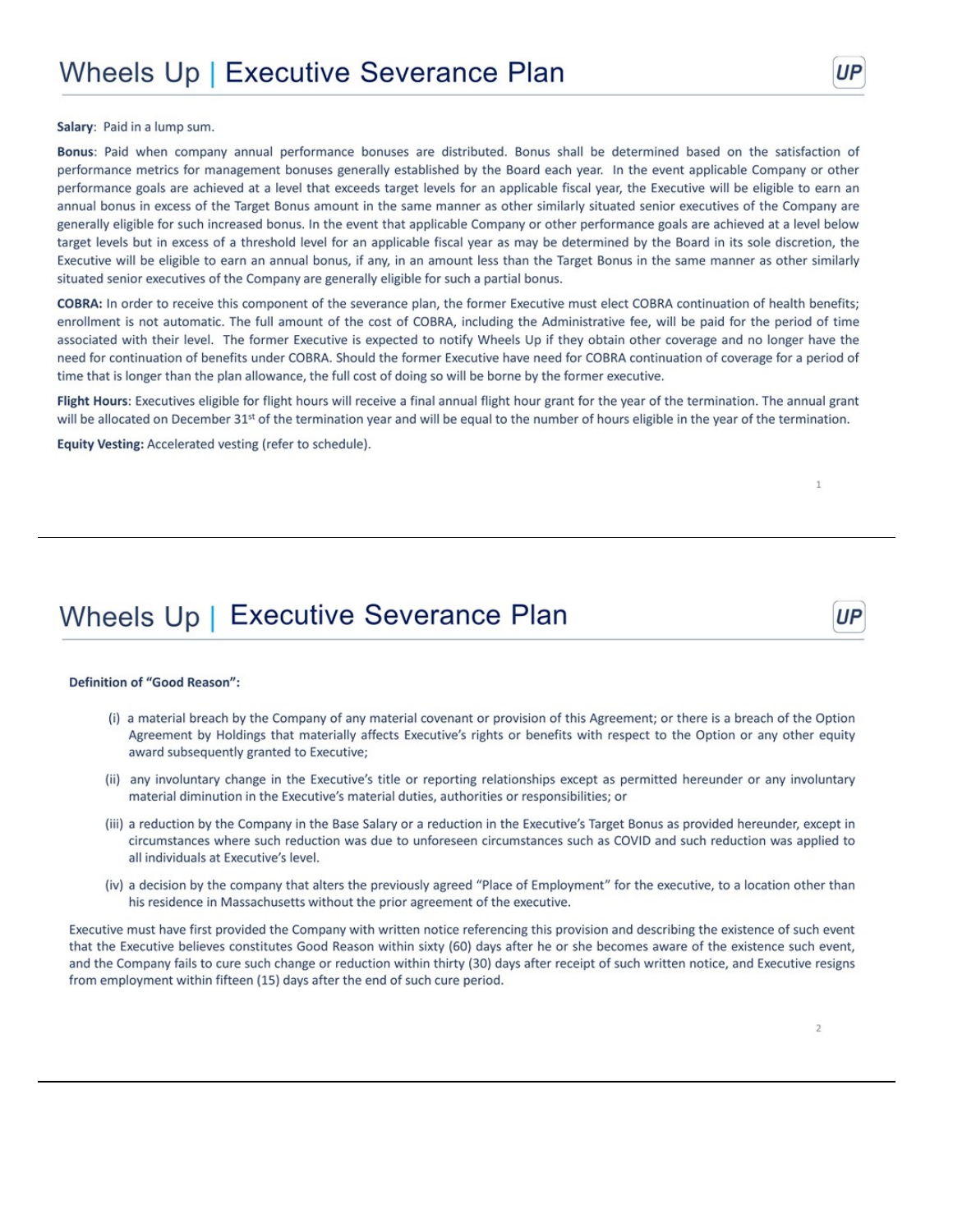# Wheels Up | Executive Severance Plan

**Salary**: Paid in a lump sum.

**Bonus**: Paid when company annual performance bonuses are distributed. Bonus shall be determined based on the satisfaction of performance metrics for management bonuses generally established by the Board each year. In the event applicable Company or other performance goals are achieved at a level that exceeds target levels for an applicable fiscal year, the Executive will be eligible to earn an annual bonus in excess of the Target Bonus amount in the same manner as other similarly situated senior executives of the Company are generally eligible for such increased bonus. In the event that applicable Company or other performance goals are achieved at a level below target levels but in excess of a threshold level for an applicable fiscal year as may be determined by the Board in its sole discretion, the Executive will be eligible to earn an annual bonus, if any, in an amount less than the Target Bonus in the same manner as other similarly situated senior executives of the Company are generally eligible for such a partial bonus.

**COBRA:** In order to receive this component of the severance plan, the former Executive must elect COBRA continuation of health benefits; enrollment is not automatic. The full amount of the cost of COBRA, including the Administrative fee, will be paid for the period of time associated with their level. The former Executive is expected to notify Wheels Up if they obtain other coverage and no longer have the need for continuation of benefits under COBRA. Should the former Executive have need for COBRA continuation of coverage for a period of time that is longer than the plan allowance, the full cost of doing so will be borne by the former executive.

**Flight Hours**: Executives eligible for flight hours will receive a final annual flight hour grant for the year of the termination. The annual grant will be allocated on December 31st of the termination year and will be equal to the number of hours eligible in the year of the termination.

**Equity Vesting:** Accelerated vesting (refer to schedule).

# Wheels Up | Executive Severance Plan

**Definition of "Good Reason":**

(i) a material breach by the Company of any material covenant or provision of this Agreement; or there is a breach of the Option Agreement by Holdings that materially affects Executive's rights or benefits with respect to the Option or any other equity award subsequently granted to Executive;

(ii) any involuntary change in the Executive's title or reporting relationships except as permitted hereunder or any involuntary material diminution in the Executive's material duties, authorities or responsibilities; or

(iii) a reduction by the Company in the Base Salary or a reduction in the Executive's Target Bonus as provided hereunder, except in circumstances where such reduction was due to unforeseen circumstances such as COVID and such reduction was applied to all individuals at Executive's level.

(iv) a decision by the company that alters the previously agreed "Place of Employment" for the executive, to a location other than his residence in Massachusetts without the prior agreement of the executive.

Executive must have first provided the Company with written notice referencing this provision and describing the existence of such event that the Executive believes constitutes Good Reason within sixty (60) days after he or she becomes aware of the existence such event, and the Company fails to cure such change or reduction within thirty (30) days after receipt of such written notice, and Executive resigns from employment within fifteen (15) days after the end of such cure period.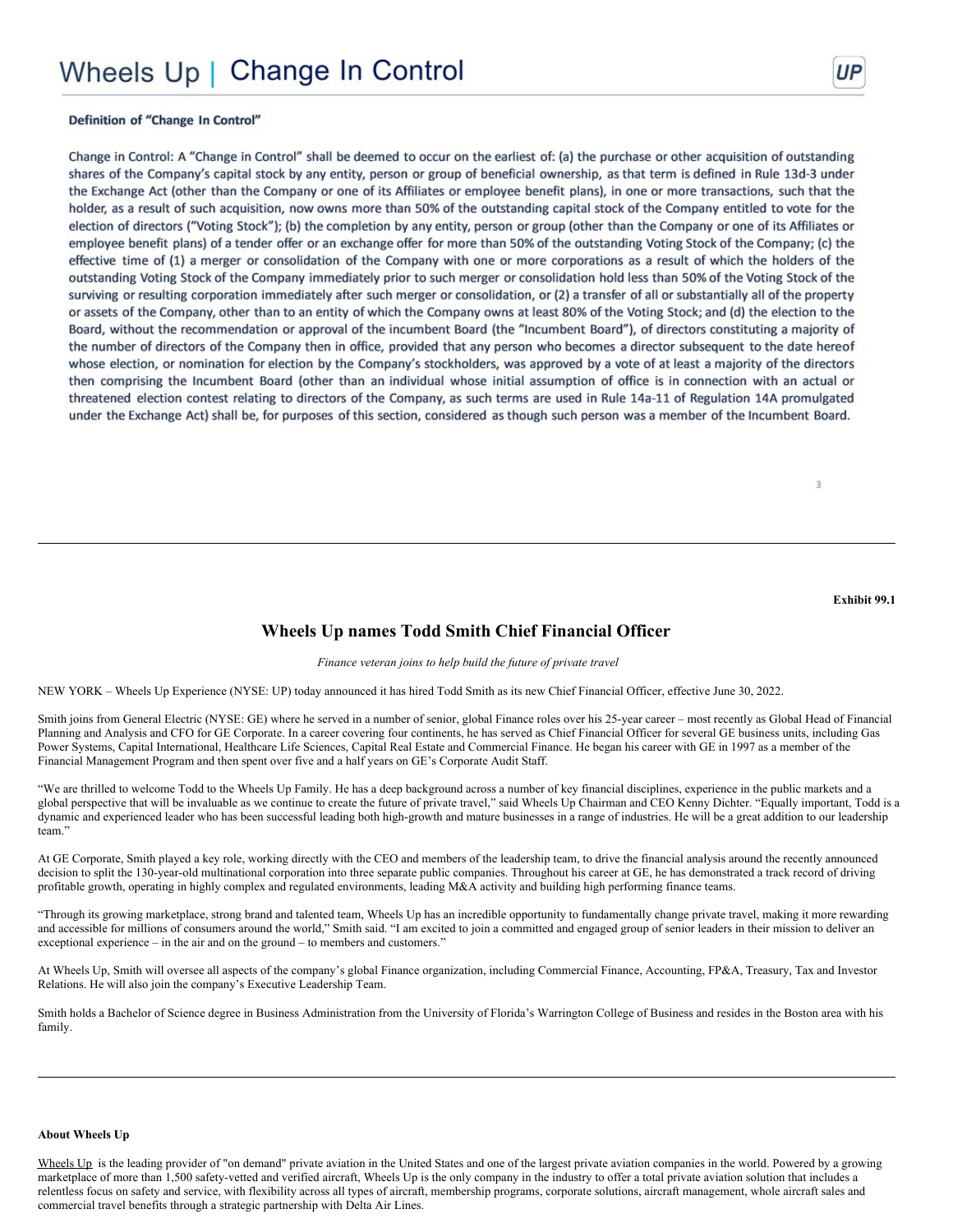# Wheels Up | Change In Control

**Definition of "Change In Control"**

Change in Control: A "Change in Control" shall be deemed to occur on the earliest of: (a) the purchase or other acquisition of outstanding shares of the Company's capital stock by any entity, person or group of beneficial ownership, as that term is defined in Rule 13d-3 under the Exchange Act (other than the Company or one of its Affiliates or employee benefit plans), in one or more transactions, such that the holder, as a result of such acquisition, now owns more than 50% of the outstanding capital stock of the Company entitled to vote for the election of directors ("Voting Stock"); (b) the completion by any entity, person or group (other than the Company or one of its Affiliates or employee benefit plans) of a tender offer or an exchange offer for more than 50% of the outstanding Voting Stock of the Company; (c) the effective time of (1) a merger or consolidation of the Company with one or more corporations as a result of which the holders of the outstanding Voting Stock of the Company immediately prior to such merger or consolidation hold less than 50% of the Voting Stock of the surviving or resulting corporation immediately after such merger or consolidation, or (2) a transfer of all or substantially all of the property or assets of the Company, other than to an entity of which the Company owns at least 80% of the Voting Stock; and (d) the election to the Board, without the recommendation or approval of the incumbent Board (the "Incumbent Board"), of directors constituting a majority of the number of directors of the Company then in office, provided that any person who becomes a director subsequent to the date hereof whose election, or nomination for election by the Company's stockholders, was approved by a vote of at least a majority of the directors then comprising the Incumbent Board (other than an individual whose initial assumption of office is in connection with an actual or threatened election contest relating to directors of the Company, as such terms are used in Rule 14a-11 of Regulation 14A promulgated under the Exchange Act) shall be, for purposes of this section, considered as though such person was a member of the Incumbent Board.

---

**Exhibit 99.1**

# Wheels Up names Todd Smith Chief Financial Officer

*Finance veteran joins to help build the future of private travel*

NEW YORK – Wheels Up Experience (NYSE: UP) today announced it has hired Todd Smith as its new Chief Financial Officer, effective June 30, 2022.

Smith joins from General Electric (NYSE: GE) where he served in a number of senior, global Finance roles over his 25-year career – most recently as Global Head of Financial Planning and Analysis and CFO for GE Corporate. In a career covering four continents, he has served as Chief Financial Officer for several GE business units, including Gas Power Systems, Capital International, Healthcare Life Sciences, Capital Real Estate and Commercial Finance. He began his career with GE in 1997 as a member of the Financial Management Program and then spent over five and a half years on GE's Corporate Audit Staff.

"We are thrilled to welcome Todd to the Wheels Up Family. He has a deep background across a number of key financial disciplines, experience in the public markets and a global perspective that will be invaluable as we continue to create the future of private travel," said Wheels Up Chairman and CEO Kenny Dichter. "Equally important, Todd is a dynamic and experienced leader who has been successful leading both high-growth and mature businesses in a range of industries. He will be a great addition to our leadership team."

At GE Corporate, Smith played a key role, working directly with the CEO and members of the leadership team, to drive the financial analysis around the recently announced decision to split the 130-year-old multinational corporation into three separate public companies. Throughout his career at GE, he has demonstrated a track record of driving profitable growth, operating in highly complex and regulated environments, leading M&A activity and building high performing finance teams.

"Through its growing marketplace, strong brand and talented team, Wheels Up has an incredible opportunity to fundamentally change private travel, making it more rewarding and accessible for millions of consumers around the world," Smith said. "I am excited to join a committed and engaged group of senior leaders in their mission to deliver an exceptional experience – in the air and on the ground – to members and customers."

At Wheels Up, Smith will oversee all aspects of the company's global Finance organization, including Commercial Finance, Accounting, FP&A, Treasury, Tax and Investor Relations. He will also join the company's Executive Leadership Team.

Smith holds a Bachelor of Science degree in Business Administration from the University of Florida's Warrington College of Business and resides in the Boston area with his family.

---

**About Wheels Up**

Wheels Up is the leading provider of "on demand" private aviation in the United States and one of the largest private aviation companies in the world. Powered by a growing marketplace of more than 1,500 safety-vetted and verified aircraft, Wheels Up is the only company in the industry to offer a total private aviation solution that includes a relentless focus on safety and service, with flexibility across all types of aircraft, membership programs, corporate solutions, aircraft management, whole aircraft sales and commercial travel benefits through a strategic partnership with Delta Air Lines.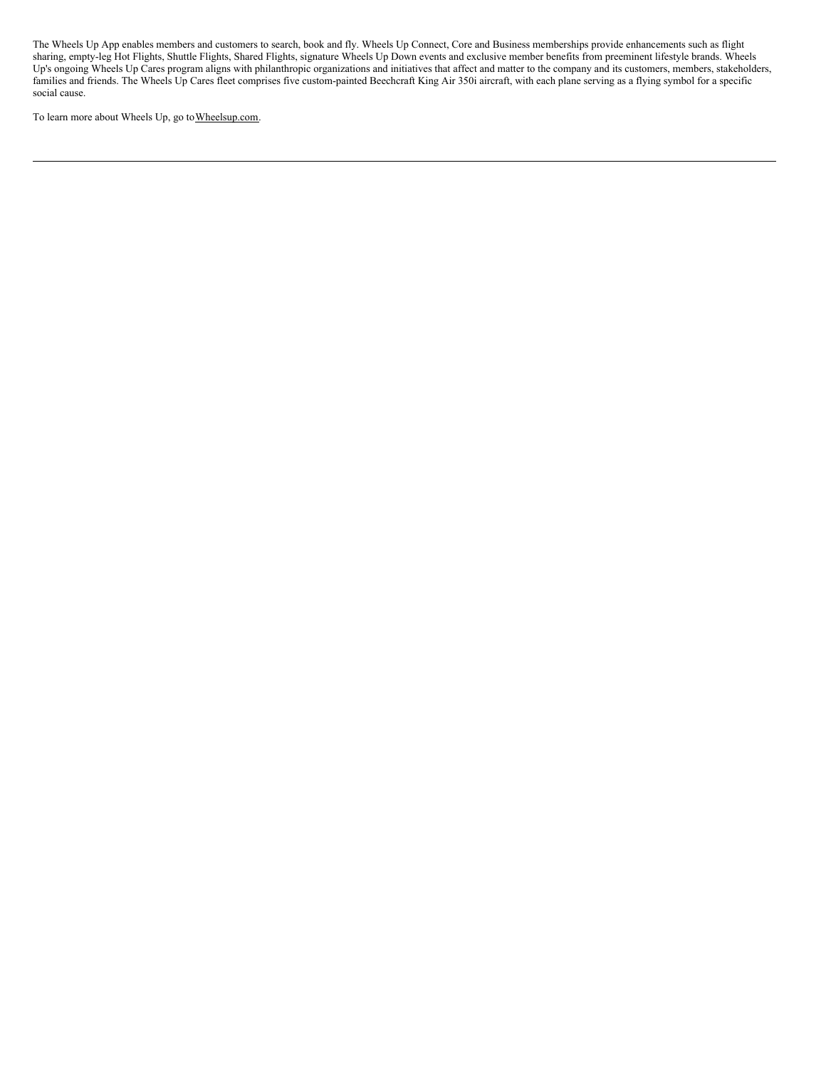The Wheels Up App enables members and customers to search, book and fly. Wheels Up Connect, Core and Business memberships provide enhancements such as flight sharing, empty-leg Hot Flights, Shuttle Flights, Shared Flights, signature Wheels Up Down events and exclusive member benefits from preeminent lifestyle brands. Wheels Up's ongoing Wheels Up Cares program aligns with philanthropic organizations and initiatives that affect and matter to the company and its customers, members, stakeholders, families and friends. The Wheels Up Cares fleet comprises five custom-painted Beechcraft King Air 350i aircraft, with each plane serving as a flying symbol for a specific social cause.

To learn more about Wheels Up, go to Wheelsup.com.